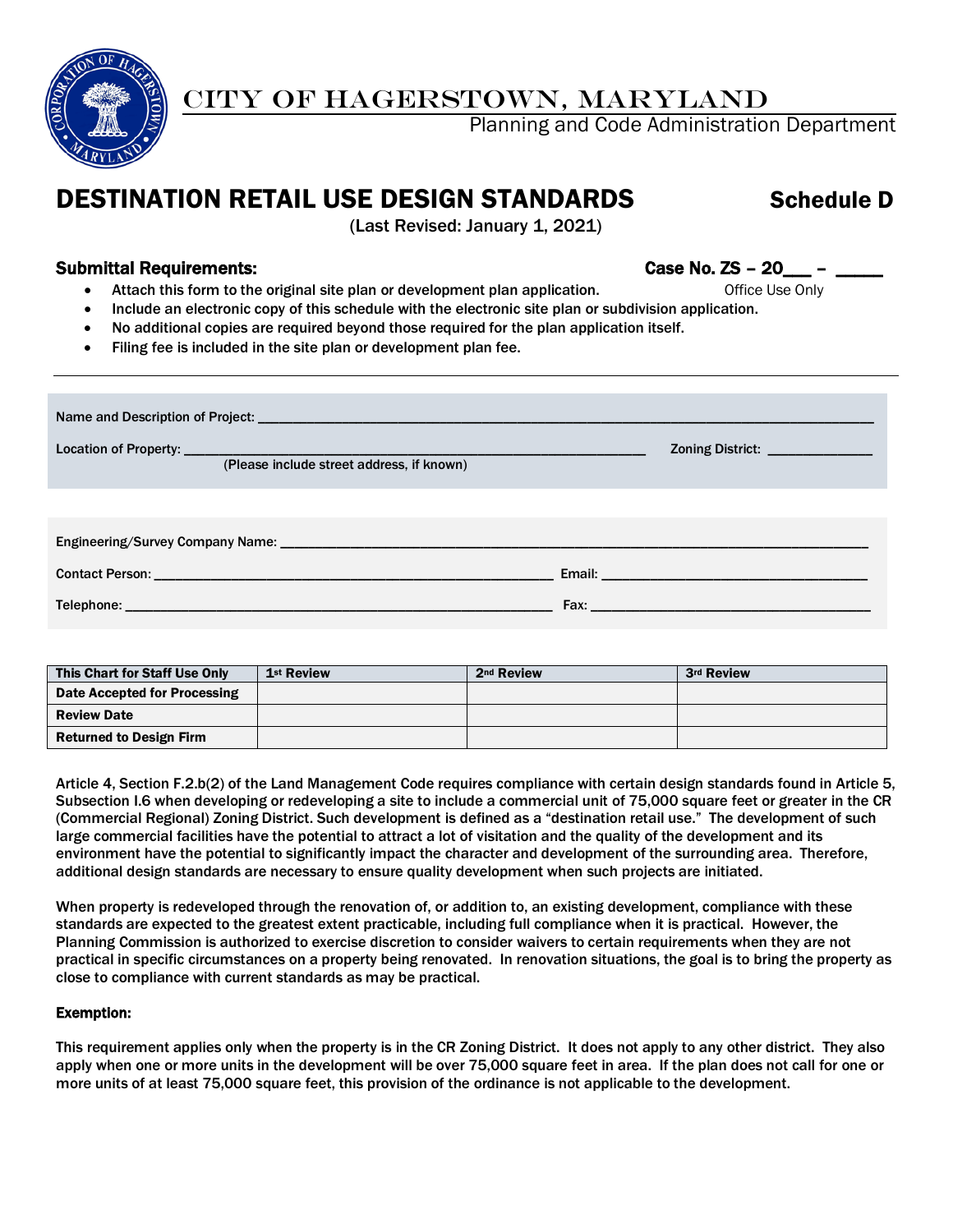# CITY OF HAGERSTOWN, MARYLAND

Planning and Code Administration Department

## DESTINATION RETAIL USE DESIGN STANDARDS — Schedule D

(Last Revised: January 1, 2021)

**Submittal Requirements:**

**Case No. ZS – 20___ – _____**
Office Use Only

- Attach this form to the original site plan or development plan application.
- Include an electronic copy of this schedule with the electronic site plan or subdivision application.
- No additional copies are required beyond those required for the plan application itself.
- Filing fee is included in the site plan or development plan fee.

---

Name and Description of Project: ______________________________________________

Location of Property: ______________________________________________ Zoning District: ______________
(Please include street address, if known)

Engineering/Survey Company Name: ______________________________________________

Contact Person: ______________________________ Email: ______________________________

Telephone: ______________________________ Fax: ______________________________

| This Chart for Staff Use Only | 1st Review | 2nd Review | 3rd Review |
|---|---|---|---|
| Date Accepted for Processing | | | |
| Review Date | | | |
| Returned to Design Firm | | | |

Article 4, Section F.2.b(2) of the Land Management Code requires compliance with certain design standards found in Article 5, Subsection I.6 when developing or redeveloping a site to include a commercial unit of 75,000 square feet or greater in the CR (Commercial Regional) Zoning District. Such development is defined as a "destination retail use." The development of such large commercial facilities have the potential to attract a lot of visitation and the quality of the development and its environment have the potential to significantly impact the character and development of the surrounding area. Therefore, additional design standards are necessary to ensure quality development when such projects are initiated.

When property is redeveloped through the renovation of, or addition to, an existing development, compliance with these standards are expected to the greatest extent practicable, including full compliance when it is practical. However, the Planning Commission is authorized to exercise discretion to consider waivers to certain requirements when they are not practical in specific circumstances on a property being renovated. In renovation situations, the goal is to bring the property as close to compliance with current standards as may be practical.

**Exemption:**

This requirement applies only when the property is in the CR Zoning District. It does not apply to any other district. They also apply when one or more units in the development will be over 75,000 square feet in area. If the plan does not call for one or more units of at least 75,000 square feet, this provision of the ordinance is not applicable to the development.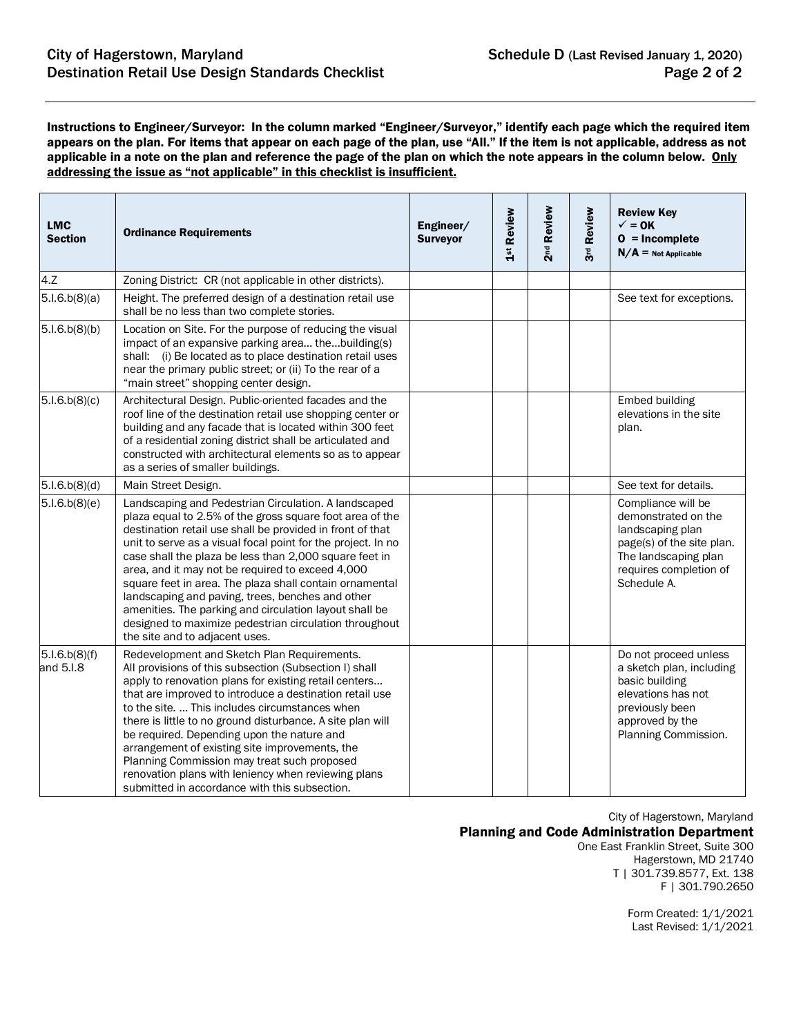**Instructions to Engineer/Surveyor: In the column marked "Engineer/Surveyor," identify each page which the required item appears on the plan. For items that appear on each page of the plan, use "All." If the item is not applicable, address as not applicable in a note on the plan and reference the page of the plan on which the note appears in the column below. <u>Only addressing the issue as "not applicable" in this checklist is insufficient.</u>**

| LMC Section | Ordinance Requirements | Engineer/ Surveyor | 1st Review | 2nd Review | 3rd Review | Review Key ✓ = OK O = Incomplete N/A = Not Applicable |
|---|---|---|---|---|---|---|
| 4.Z | Zoning District: CR (not applicable in other districts). | | | | | |
| 5.I.6.b(8)(a) | Height. The preferred design of a destination retail use shall be no less than two complete stories. | | | | | See text for exceptions. |
| 5.I.6.b(8)(b) | Location on Site. For the purpose of reducing the visual impact of an expansive parking area… the…building(s) shall: (i) Be located as to place destination retail uses near the primary public street; or (ii) To the rear of a "main street" shopping center design. | | | | | |
| 5.I.6.b(8)(c) | Architectural Design. Public-oriented facades and the roof line of the destination retail use shopping center or building and any facade that is located within 300 feet of a residential zoning district shall be articulated and constructed with architectural elements so as to appear as a series of smaller buildings. | | | | | Embed building elevations in the site plan. |
| 5.I.6.b(8)(d) | Main Street Design. | | | | | See text for details. |
| 5.I.6.b(8)(e) | Landscaping and Pedestrian Circulation. A landscaped plaza equal to 2.5% of the gross square foot area of the destination retail use shall be provided in front of that unit to serve as a visual focal point for the project. In no case shall the plaza be less than 2,000 square feet in area, and it may not be required to exceed 4,000 square feet in area. The plaza shall contain ornamental landscaping and paving, trees, benches and other amenities. The parking and circulation layout shall be designed to maximize pedestrian circulation throughout the site and to adjacent uses. | | | | | Compliance will be demonstrated on the landscaping plan page(s) of the site plan. The landscaping plan requires completion of Schedule A. |
| 5.I.6.b(8)(f) and 5.I.8 | Redevelopment and Sketch Plan Requirements. All provisions of this subsection (Subsection I) shall apply to renovation plans for existing retail centers… that are improved to introduce a destination retail use to the site. … This includes circumstances when there is little to no ground disturbance. A site plan will be required. Depending upon the nature and arrangement of existing site improvements, the Planning Commission may treat such proposed renovation plans with leniency when reviewing plans submitted in accordance with this subsection. | | | | | Do not proceed unless a sketch plan, including basic building elevations has not previously been approved by the Planning Commission. |

City of Hagerstown, Maryland
**Planning and Code Administration Department**
One East Franklin Street, Suite 300
Hagerstown, MD 21740
T | 301.739.8577, Ext. 138
F | 301.790.2650

Form Created: 1/1/2021
Last Revised: 1/1/2021